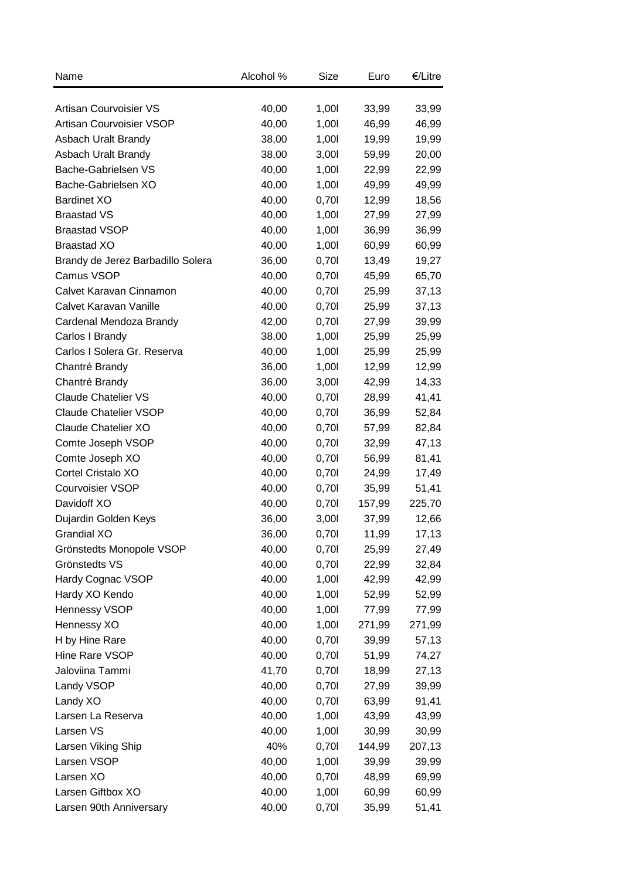| Name | Alcohol % | Size | Euro | €/Litre |
|---|---|---|---|---|
| Artisan Courvoisier VS | 40,00 | 1,00l | 33,99 | 33,99 |
| Artisan Courvoisier VSOP | 40,00 | 1,00l | 46,99 | 46,99 |
| Asbach Uralt Brandy | 38,00 | 1,00l | 19,99 | 19,99 |
| Asbach Uralt Brandy | 38,00 | 3,00l | 59,99 | 20,00 |
| Bache-Gabrielsen VS | 40,00 | 1,00l | 22,99 | 22,99 |
| Bache-Gabrielsen XO | 40,00 | 1,00l | 49,99 | 49,99 |
| Bardinet XO | 40,00 | 0,70l | 12,99 | 18,56 |
| Braastad VS | 40,00 | 1,00l | 27,99 | 27,99 |
| Braastad VSOP | 40,00 | 1,00l | 36,99 | 36,99 |
| Braastad XO | 40,00 | 1,00l | 60,99 | 60,99 |
| Brandy de Jerez Barbadillo Solera | 36,00 | 0,70l | 13,49 | 19,27 |
| Camus VSOP | 40,00 | 0,70l | 45,99 | 65,70 |
| Calvet Karavan Cinnamon | 40,00 | 0,70l | 25,99 | 37,13 |
| Calvet Karavan Vanille | 40,00 | 0,70l | 25,99 | 37,13 |
| Cardenal Mendoza Brandy | 42,00 | 0,70l | 27,99 | 39,99 |
| Carlos I Brandy | 38,00 | 1,00l | 25,99 | 25,99 |
| Carlos I Solera Gr. Reserva | 40,00 | 1,00l | 25,99 | 25,99 |
| Chantré Brandy | 36,00 | 1,00l | 12,99 | 12,99 |
| Chantré Brandy | 36,00 | 3,00l | 42,99 | 14,33 |
| Claude Chatelier VS | 40,00 | 0,70l | 28,99 | 41,41 |
| Claude Chatelier VSOP | 40,00 | 0,70l | 36,99 | 52,84 |
| Claude Chatelier XO | 40,00 | 0,70l | 57,99 | 82,84 |
| Comte Joseph VSOP | 40,00 | 0,70l | 32,99 | 47,13 |
| Comte Joseph XO | 40,00 | 0,70l | 56,99 | 81,41 |
| Cortel Cristalo XO | 40,00 | 0,70l | 24,99 | 17,49 |
| Courvoisier VSOP | 40,00 | 0,70l | 35,99 | 51,41 |
| Davidoff XO | 40,00 | 0,70l | 157,99 | 225,70 |
| Dujardin Golden Keys | 36,00 | 3,00l | 37,99 | 12,66 |
| Grandial XO | 36,00 | 0,70l | 11,99 | 17,13 |
| Grönstedts Monopole VSOP | 40,00 | 0,70l | 25,99 | 27,49 |
| Grönstedts VS | 40,00 | 0,70l | 22,99 | 32,84 |
| Hardy Cognac VSOP | 40,00 | 1,00l | 42,99 | 42,99 |
| Hardy XO Kendo | 40,00 | 1,00l | 52,99 | 52,99 |
| Hennessy VSOP | 40,00 | 1,00l | 77,99 | 77,99 |
| Hennessy XO | 40,00 | 1,00l | 271,99 | 271,99 |
| H by Hine Rare | 40,00 | 0,70l | 39,99 | 57,13 |
| Hine Rare VSOP | 40,00 | 0,70l | 51,99 | 74,27 |
| Jaloviina Tammi | 41,70 | 0,70l | 18,99 | 27,13 |
| Landy VSOP | 40,00 | 0,70l | 27,99 | 39,99 |
| Landy XO | 40,00 | 0,70l | 63,99 | 91,41 |
| Larsen La Reserva | 40,00 | 1,00l | 43,99 | 43,99 |
| Larsen VS | 40,00 | 1,00l | 30,99 | 30,99 |
| Larsen Viking Ship | 40% | 0,70l | 144,99 | 207,13 |
| Larsen VSOP | 40,00 | 1,00l | 39,99 | 39,99 |
| Larsen XO | 40,00 | 0,70l | 48,99 | 69,99 |
| Larsen Giftbox XO | 40,00 | 1,00l | 60,99 | 60,99 |
| Larsen 90th Anniversary | 40,00 | 0,70l | 35,99 | 51,41 |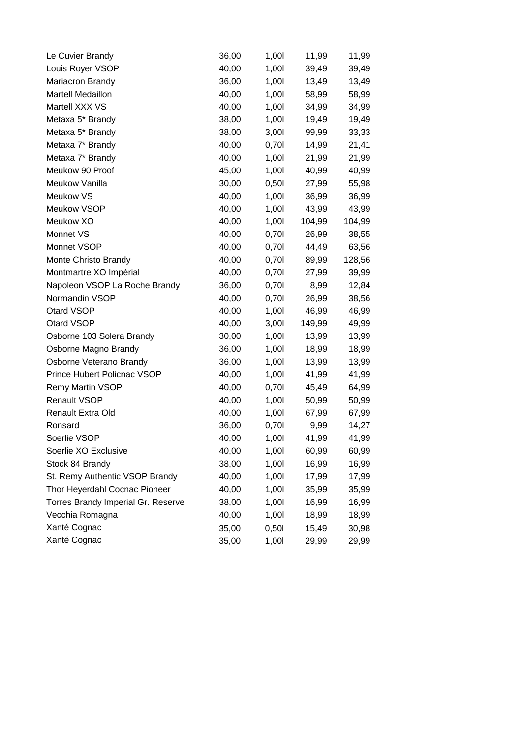| | | | | |
|---|---|---|---|---|
| Le Cuvier Brandy | 36,00 | 1,00l | 11,99 | 11,99 |
| Louis Royer VSOP | 40,00 | 1,00l | 39,49 | 39,49 |
| Mariacron Brandy | 36,00 | 1,00l | 13,49 | 13,49 |
| Martell Medaillon | 40,00 | 1,00l | 58,99 | 58,99 |
| Martell XXX VS | 40,00 | 1,00l | 34,99 | 34,99 |
| Metaxa 5* Brandy | 38,00 | 1,00l | 19,49 | 19,49 |
| Metaxa 5* Brandy | 38,00 | 3,00l | 99,99 | 33,33 |
| Metaxa 7* Brandy | 40,00 | 0,70l | 14,99 | 21,41 |
| Metaxa 7* Brandy | 40,00 | 1,00l | 21,99 | 21,99 |
| Meukow 90 Proof | 45,00 | 1,00l | 40,99 | 40,99 |
| Meukow Vanilla | 30,00 | 0,50l | 27,99 | 55,98 |
| Meukow VS | 40,00 | 1,00l | 36,99 | 36,99 |
| Meukow VSOP | 40,00 | 1,00l | 43,99 | 43,99 |
| Meukow XO | 40,00 | 1,00l | 104,99 | 104,99 |
| Monnet VS | 40,00 | 0,70l | 26,99 | 38,55 |
| Monnet VSOP | 40,00 | 0,70l | 44,49 | 63,56 |
| Monte Christo Brandy | 40,00 | 0,70l | 89,99 | 128,56 |
| Montmartre XO Impérial | 40,00 | 0,70l | 27,99 | 39,99 |
| Napoleon VSOP La Roche Brandy | 36,00 | 0,70l | 8,99 | 12,84 |
| Normandin VSOP | 40,00 | 0,70l | 26,99 | 38,56 |
| Otard VSOP | 40,00 | 1,00l | 46,99 | 46,99 |
| Otard VSOP | 40,00 | 3,00l | 149,99 | 49,99 |
| Osborne 103 Solera Brandy | 30,00 | 1,00l | 13,99 | 13,99 |
| Osborne Magno Brandy | 36,00 | 1,00l | 18,99 | 18,99 |
| Osborne Veterano Brandy | 36,00 | 1,00l | 13,99 | 13,99 |
| Prince Hubert Policnac VSOP | 40,00 | 1,00l | 41,99 | 41,99 |
| Remy Martin VSOP | 40,00 | 0,70l | 45,49 | 64,99 |
| Renault VSOP | 40,00 | 1,00l | 50,99 | 50,99 |
| Renault Extra Old | 40,00 | 1,00l | 67,99 | 67,99 |
| Ronsard | 36,00 | 0,70l | 9,99 | 14,27 |
| Soerlie VSOP | 40,00 | 1,00l | 41,99 | 41,99 |
| Soerlie XO Exclusive | 40,00 | 1,00l | 60,99 | 60,99 |
| Stock 84 Brandy | 38,00 | 1,00l | 16,99 | 16,99 |
| St. Remy Authentic VSOP Brandy | 40,00 | 1,00l | 17,99 | 17,99 |
| Thor Heyerdahl Cocnac Pioneer | 40,00 | 1,00l | 35,99 | 35,99 |
| Torres Brandy Imperial Gr. Reserve | 38,00 | 1,00l | 16,99 | 16,99 |
| Vecchia Romagna | 40,00 | 1,00l | 18,99 | 18,99 |
| Xanté Cognac | 35,00 | 0,50l | 15,49 | 30,98 |
| Xanté Cognac | 35,00 | 1,00l | 29,99 | 29,99 |